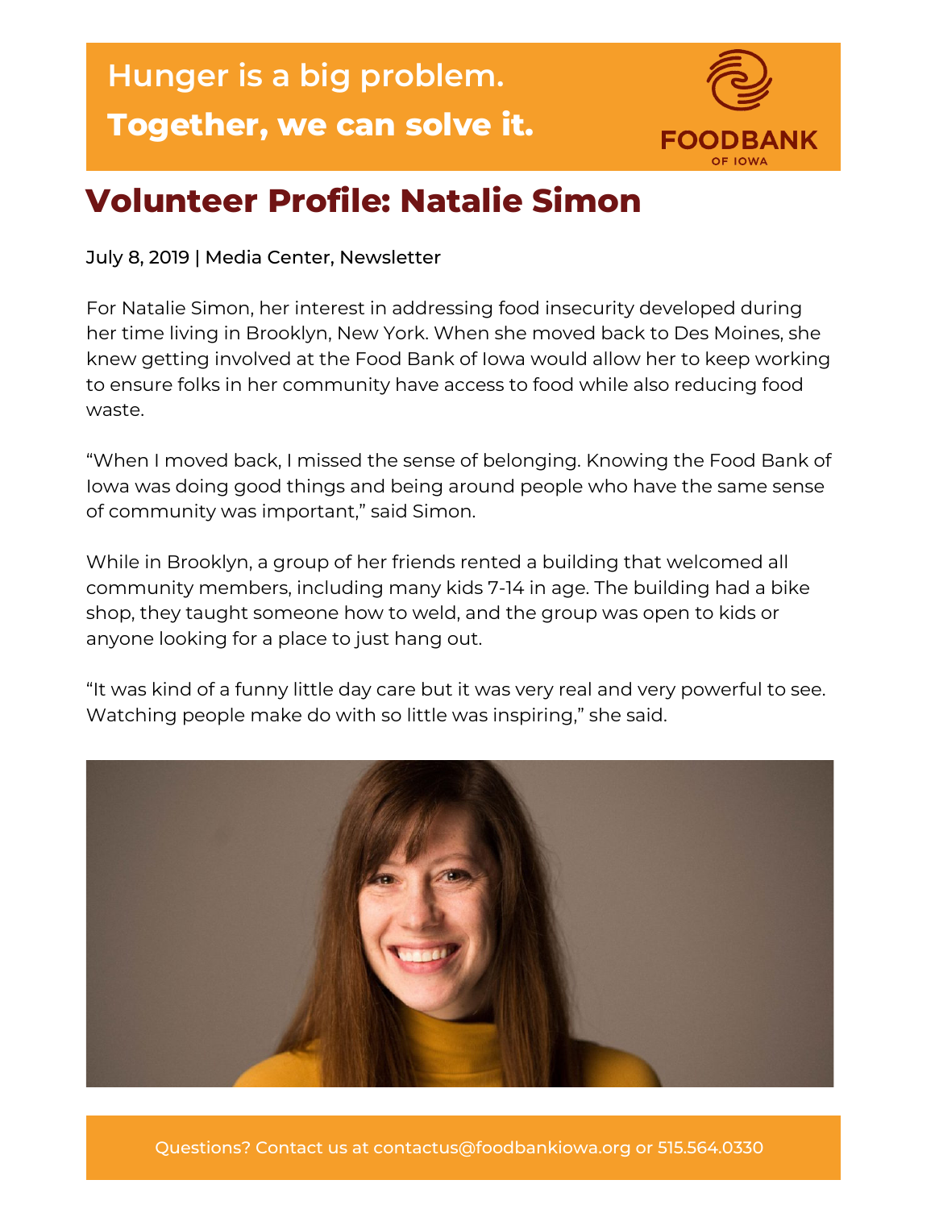Hunger is a big problem.

**Together, we can solve it.**

FOODBANK OF IOWA

# Volunteer Profile: Natalie Simon

July 8, 2019 | Media Center, Newsletter

For Natalie Simon, her interest in addressing food insecurity developed during her time living in Brooklyn, New York. When she moved back to Des Moines, she knew getting involved at the Food Bank of Iowa would allow her to keep working to ensure folks in her community have access to food while also reducing food waste.

"When I moved back, I missed the sense of belonging. Knowing the Food Bank of Iowa was doing good things and being around people who have the same sense of community was important," said Simon.

While in Brooklyn, a group of her friends rented a building that welcomed all community members, including many kids 7-14 in age. The building had a bike shop, they taught someone how to weld, and the group was open to kids or anyone looking for a place to just hang out.

"It was kind of a funny little day care but it was very real and very powerful to see. Watching people make do with so little was inspiring," she said.

Questions? Contact us at contactus@foodbankiowa.org or 515.564.0330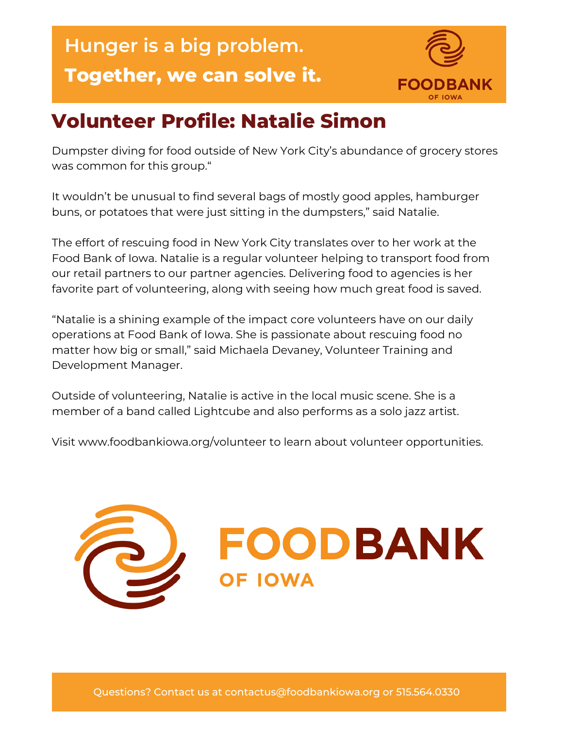**Hunger is a big problem.**

**Together, we can solve it.**

FOODBANK OF IOWA

# Volunteer Profile: Natalie Simon

Dumpster diving for food outside of New York City's abundance of grocery stores was common for this group."

It wouldn't be unusual to find several bags of mostly good apples, hamburger buns, or potatoes that were just sitting in the dumpsters," said Natalie.

The effort of rescuing food in New York City translates over to her work at the Food Bank of Iowa. Natalie is a regular volunteer helping to transport food from our retail partners to our partner agencies. Delivering food to agencies is her favorite part of volunteering, along with seeing how much great food is saved.

"Natalie is a shining example of the impact core volunteers have on our daily operations at Food Bank of Iowa. She is passionate about rescuing food no matter how big or small," said Michaela Devaney, Volunteer Training and Development Manager.

Outside of volunteering, Natalie is active in the local music scene. She is a member of a band called Lightcube and also performs as a solo jazz artist.

Visit www.foodbankiowa.org/volunteer to learn about volunteer opportunities.

FOODBANK OF IOWA

Questions? Contact us at contactus@foodbankiowa.org or 515.564.0330